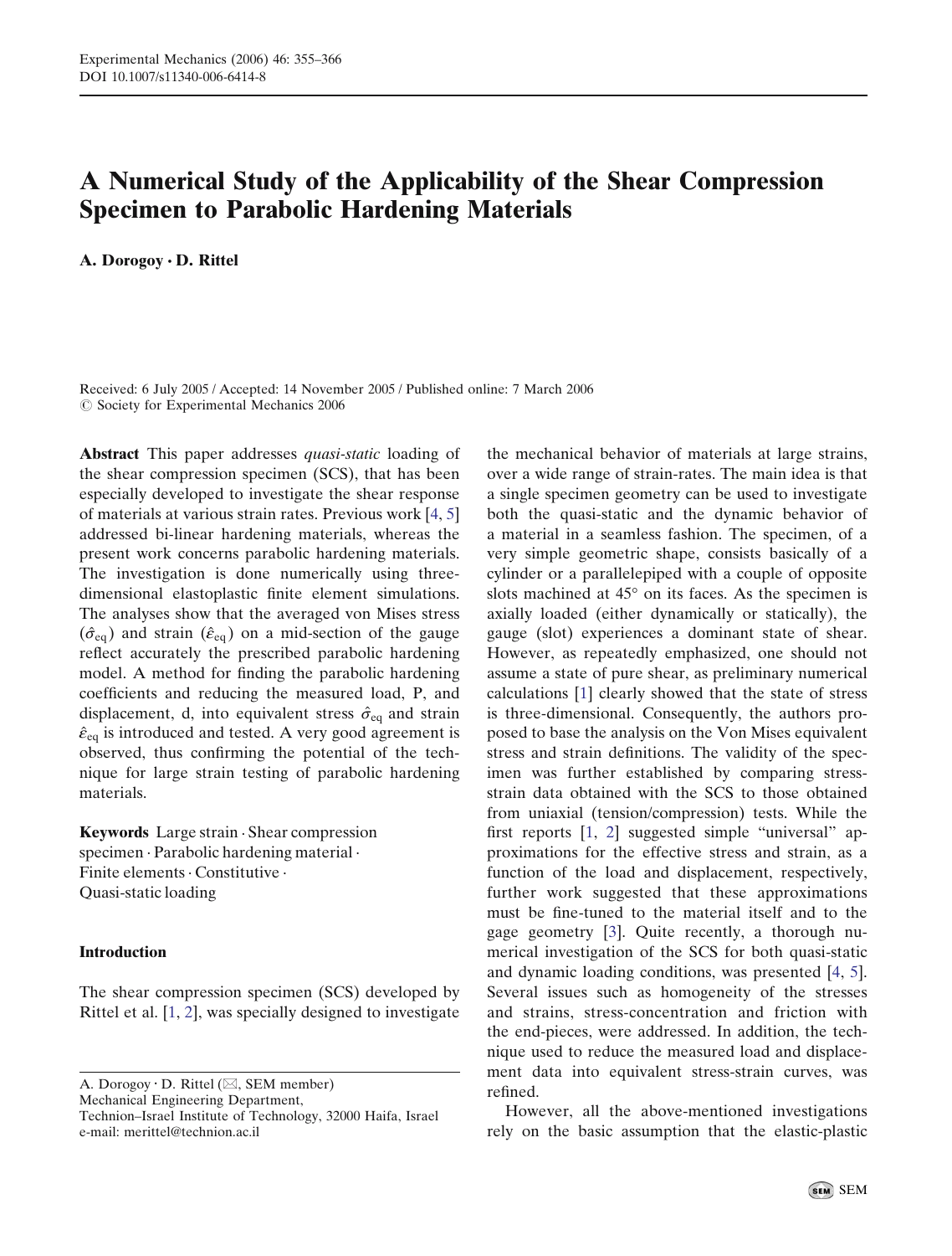# A Numerical Study of the Applicability of the Shear Compression Specimen to Parabolic Hardening Materials

**A. Dorogoy · D. Rittel**

Received: 6 July 2005 / Accepted: 14 November 2005 / Published online: 7 March 2006
© Society for Experimental Mechanics 2006

**Abstract** This paper addresses *quasi-static* loading of the shear compression specimen (SCS), that has been especially developed to investigate the shear response of materials at various strain rates. Previous work [4, 5] addressed bi-linear hardening materials, whereas the present work concerns parabolic hardening materials. The investigation is done numerically using three-dimensional elastoplastic finite element simulations. The analyses show that the averaged von Mises stress ($\hat{\sigma}_{\text{eq}}$) and strain ($\hat{\varepsilon}_{\text{eq}}$) on a mid-section of the gauge reflect accurately the prescribed parabolic hardening model. A method for finding the parabolic hardening coefficients and reducing the measured load, P, and displacement, d, into equivalent stress $\hat{\sigma}_{\text{eq}}$ and strain $\hat{\varepsilon}_{\text{eq}}$ is introduced and tested. A very good agreement is observed, thus confirming the potential of the technique for large strain testing of parabolic hardening materials.

**Keywords** Large strain · Shear compression specimen · Parabolic hardening material · Finite elements · Constitutive · Quasi-static loading

## Introduction

The shear compression specimen (SCS) developed by Rittel et al. [1, 2], was specially designed to investigate the mechanical behavior of materials at large strains, over a wide range of strain-rates. The main idea is that a single specimen geometry can be used to investigate both the quasi-static and the dynamic behavior of a material in a seamless fashion. The specimen, of a very simple geometric shape, consists basically of a cylinder or a parallelepiped with a couple of opposite slots machined at 45° on its faces. As the specimen is axially loaded (either dynamically or statically), the gauge (slot) experiences a dominant state of shear. However, as repeatedly emphasized, one should not assume a state of pure shear, as preliminary numerical calculations [1] clearly showed that the state of stress is three-dimensional. Consequently, the authors proposed to base the analysis on the Von Mises equivalent stress and strain definitions. The validity of the specimen was further established by comparing stress-strain data obtained with the SCS to those obtained from uniaxial (tension/compression) tests. While the first reports [1, 2] suggested simple "universal" approximations for the effective stress and strain, as a function of the load and displacement, respectively, further work suggested that these approximations must be fine-tuned to the material itself and to the gage geometry [3]. Quite recently, a thorough numerical investigation of the SCS for both quasi-static and dynamic loading conditions, was presented [4, 5]. Several issues such as homogeneity of the stresses and strains, stress-concentration and friction with the end-pieces, were addressed. In addition, the technique used to reduce the measured load and displacement data into equivalent stress-strain curves, was refined.

However, all the above-mentioned investigations rely on the basic assumption that the elastic-plastic

A. Dorogoy · D. Rittel (✉, SEM member)
Mechanical Engineering Department,
Technion–Israel Institute of Technology, 32000 Haifa, Israel
e-mail: merittel@technion.ac.il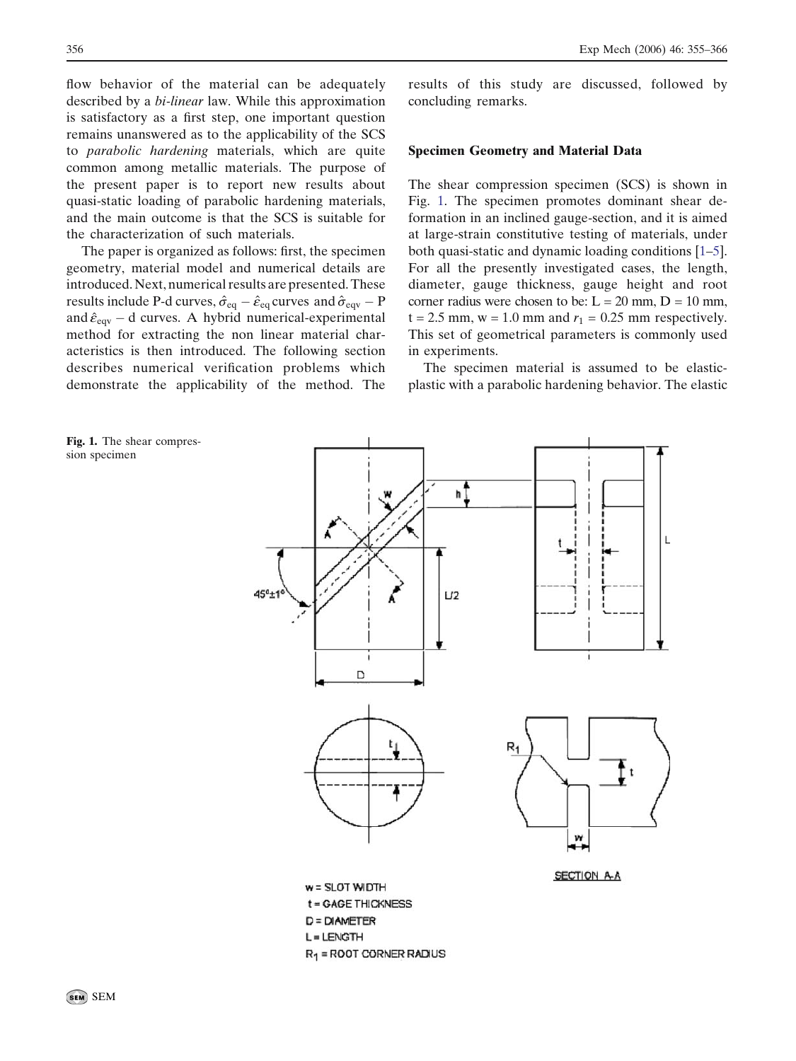flow behavior of the material can be adequately described by a *bi-linear* law. While this approximation is satisfactory as a first step, one important question remains unanswered as to the applicability of the SCS to *parabolic hardening* materials, which are quite common among metallic materials. The purpose of the present paper is to report new results about quasi-static loading of parabolic hardening materials, and the main outcome is that the SCS is suitable for the characterization of such materials.

The paper is organized as follows: first, the specimen geometry, material model and numerical details are introduced. Next, numerical results are presented. These results include P-d curves, $\hat{\sigma}_{eq} - \hat{\varepsilon}_{eq}$ curves and $\hat{\sigma}_{eqv} - P$ and $\hat{\varepsilon}_{eqv} - d$ curves. A hybrid numerical-experimental method for extracting the non linear material characteristics is then introduced. The following section describes numerical verification problems which demonstrate the applicability of the method. The results of this study are discussed, followed by concluding remarks.

## Specimen Geometry and Material Data

The shear compression specimen (SCS) is shown in Fig. 1. The specimen promotes dominant shear deformation in an inclined gauge-section, and it is aimed at large-strain constitutive testing of materials, under both quasi-static and dynamic loading conditions [1–5]. For all the presently investigated cases, the length, diameter, gauge thickness, gauge height and root corner radius were chosen to be: L = 20 mm, D = 10 mm, t = 2.5 mm, w = 1.0 mm and $r_1$ = 0.25 mm respectively. This set of geometrical parameters is commonly used in experiments.

The specimen material is assumed to be elastic-plastic with a parabolic hardening behavior. The elastic

**Fig. 1.** The shear compression specimen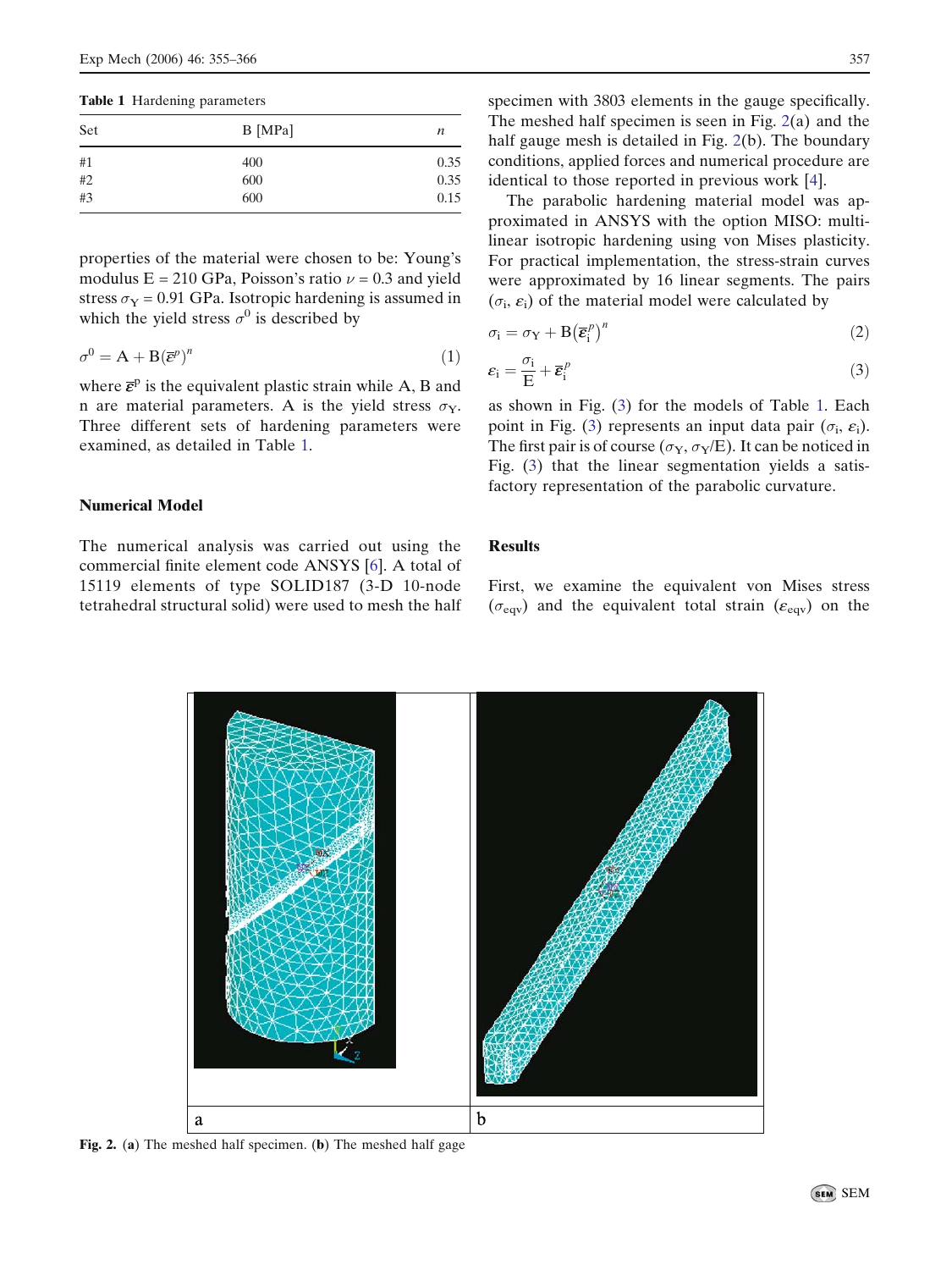**Table 1** Hardening parameters

| Set | B [MPa] | $n$ |
|---|---|---|
| #1 | 400 | 0.35 |
| #2 | 600 | 0.35 |
| #3 | 600 | 0.15 |

properties of the material were chosen to be: Young's modulus E = 210 GPa, Poisson's ratio $\nu = 0.3$ and yield stress $\sigma_Y = 0.91$ GPa. Isotropic hardening is assumed in which the yield stress $\sigma^0$ is described by

$$\sigma^0 = A + B(\bar{\varepsilon}^p)^n \tag{1}$$

where $\bar{\varepsilon}^p$ is the equivalent plastic strain while A, B and n are material parameters. A is the yield stress $\sigma_Y$. Three different sets of hardening parameters were examined, as detailed in Table 1.

## Numerical Model

The numerical analysis was carried out using the commercial finite element code ANSYS [6]. A total of 15119 elements of type SOLID187 (3-D 10-node tetrahedral structural solid) were used to mesh the half specimen with 3803 elements in the gauge specifically. The meshed half specimen is seen in Fig. 2(a) and the half gauge mesh is detailed in Fig. 2(b). The boundary conditions, applied forces and numerical procedure are identical to those reported in previous work [4].

The parabolic hardening material model was approximated in ANSYS with the option MISO: multilinear isotropic hardening using von Mises plasticity. For practical implementation, the stress-strain curves were approximated by 16 linear segments. The pairs $(\sigma_i, \varepsilon_i)$ of the material model were calculated by

$$\sigma_i = \sigma_Y + B\left(\bar{\varepsilon}_i^p\right)^n \tag{2}$$

$$\varepsilon_i = \frac{\sigma_i}{E} + \bar{\varepsilon}_i^p \tag{3}$$

as shown in Fig. (3) for the models of Table 1. Each point in Fig. (3) represents an input data pair $(\sigma_i, \varepsilon_i)$. The first pair is of course $(\sigma_Y, \sigma_Y/E)$. It can be noticed in Fig. (3) that the linear segmentation yields a satisfactory representation of the parabolic curvature.

## Results

First, we examine the equivalent von Mises stress $(\sigma_{eqv})$ and the equivalent total strain $(\varepsilon_{eqv})$ on the

**Fig. 2.** (**a**) The meshed half specimen. (**b**) The meshed half gage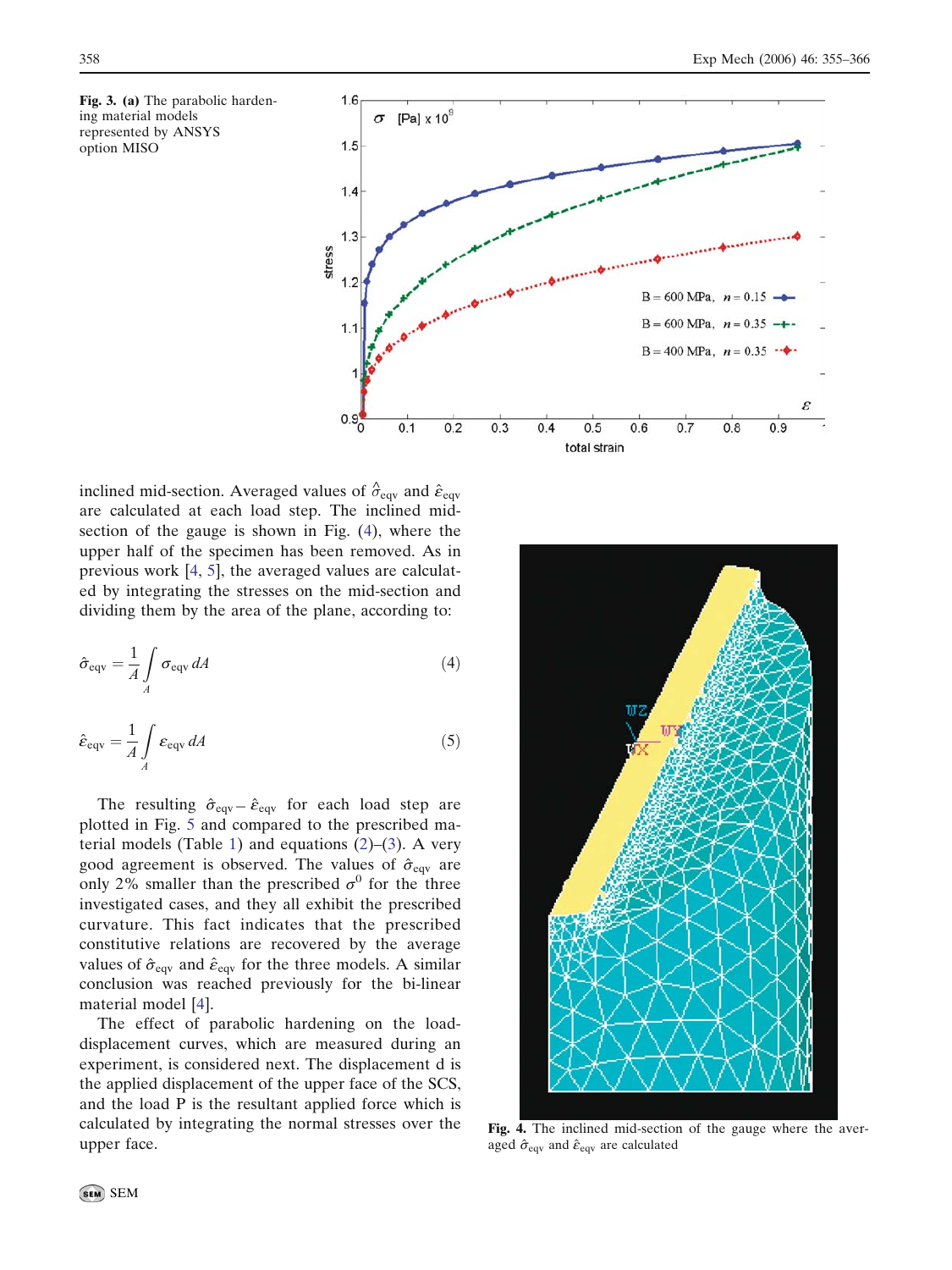Fig. 3. (a) The parabolic hardening material models represented by ANSYS option MISO

inclined mid-section. Averaged values of $\hat{\sigma}_{\text{eqv}}$ and $\hat{\varepsilon}_{\text{eqv}}$ are calculated at each load step. The inclined mid-section of the gauge is shown in Fig. (4), where the upper half of the specimen has been removed. As in previous work [4, 5], the averaged values are calculated by integrating the stresses on the mid-section and dividing them by the area of the plane, according to:

$$\hat{\sigma}_{\text{eqv}} = \frac{1}{A}\int_A \sigma_{\text{eqv}}\, dA \tag{4}$$

$$\hat{\varepsilon}_{\text{eqv}} = \frac{1}{A}\int_A \varepsilon_{\text{eqv}}\, dA \tag{5}$$

The resulting $\hat{\sigma}_{\text{eqv}} - \hat{\varepsilon}_{\text{eqv}}$ for each load step are plotted in Fig. 5 and compared to the prescribed material models (Table 1) and equations (2)–(3). A very good agreement is observed. The values of $\hat{\sigma}_{\text{eqv}}$ are only 2% smaller than the prescribed $\sigma^0$ for the three investigated cases, and they all exhibit the prescribed curvature. This fact indicates that the prescribed constitutive relations are recovered by the average values of $\hat{\sigma}_{\text{eqv}}$ and $\hat{\varepsilon}_{\text{eqv}}$ for the three models. A similar conclusion was reached previously for the bi-linear material model [4].

The effect of parabolic hardening on the load-displacement curves, which are measured during an experiment, is considered next. The displacement d is the applied displacement of the upper face of the SCS, and the load P is the resultant applied force which is calculated by integrating the normal stresses over the upper face.

Fig. 4. The inclined mid-section of the gauge where the averaged $\hat{\sigma}_{\text{eqv}}$ and $\hat{\varepsilon}_{\text{eqv}}$ are calculated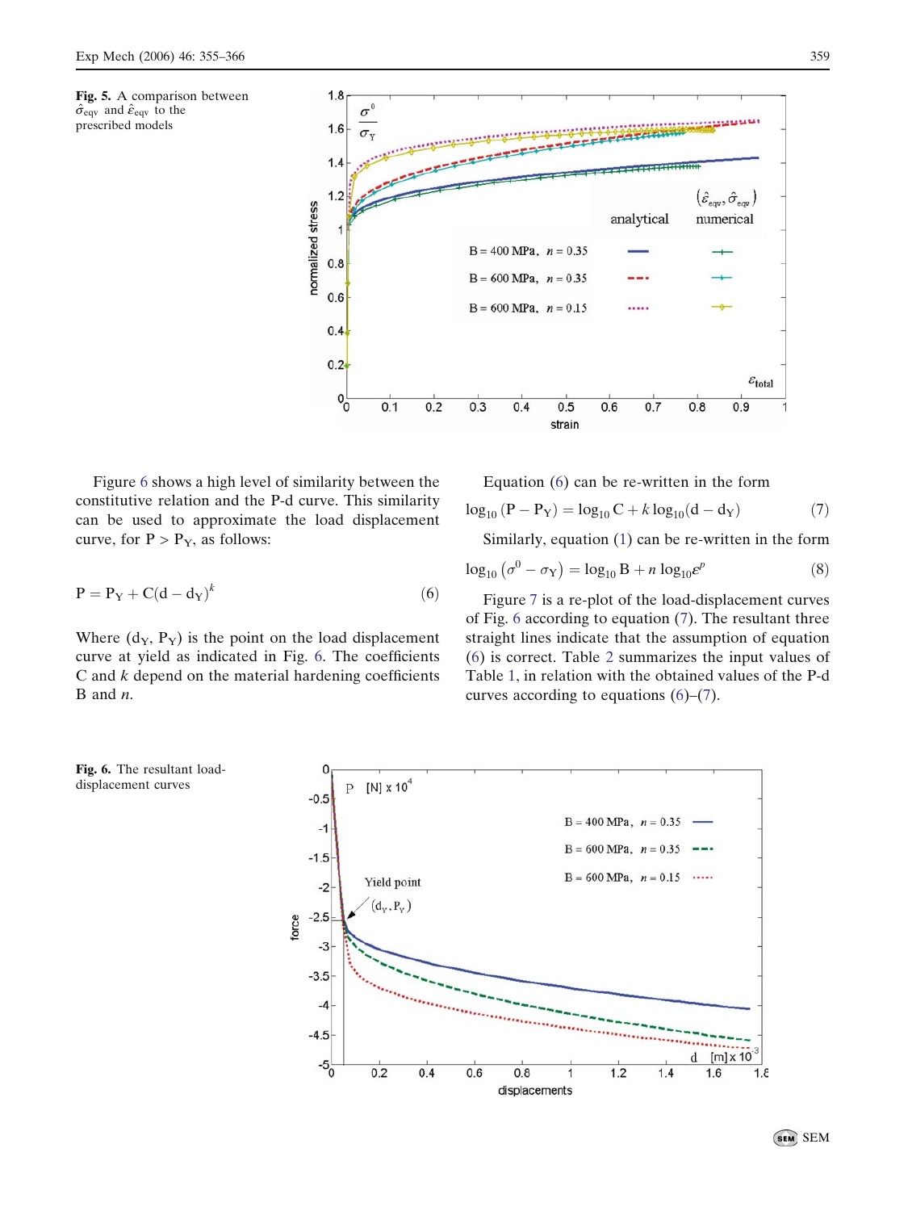**Fig. 5.** A comparison between $\hat{\sigma}_{\rm eqv}$ and $\hat{\varepsilon}_{\rm eqv}$ to the prescribed models

Figure 6 shows a high level of similarity between the constitutive relation and the P-d curve. This similarity can be used to approximate the load displacement curve, for $P > P_Y$, as follows:

$$P = P_Y + C(d - d_Y)^k \tag{6}$$

Where $(d_Y, P_Y)$ is the point on the load displacement curve at yield as indicated in Fig. 6. The coefficients C and $k$ depend on the material hardening coefficients B and $n$.

Equation (6) can be re-written in the form

$$\log_{10}(P - P_Y) = \log_{10} C + k \log_{10}(d - d_Y) \tag{7}$$

Similarly, equation (1) can be re-written in the form

$$\log_{10}\left(\sigma^0 - \sigma_Y\right) = \log_{10} B + n \log_{10} \varepsilon^p \tag{8}$$

Figure 7 is a re-plot of the load-displacement curves of Fig. 6 according to equation (7). The resultant three straight lines indicate that the assumption of equation (6) is correct. Table 2 summarizes the input values of Table 1, in relation with the obtained values of the P-d curves according to equations (6)–(7).

**Fig. 6.** The resultant load-displacement curves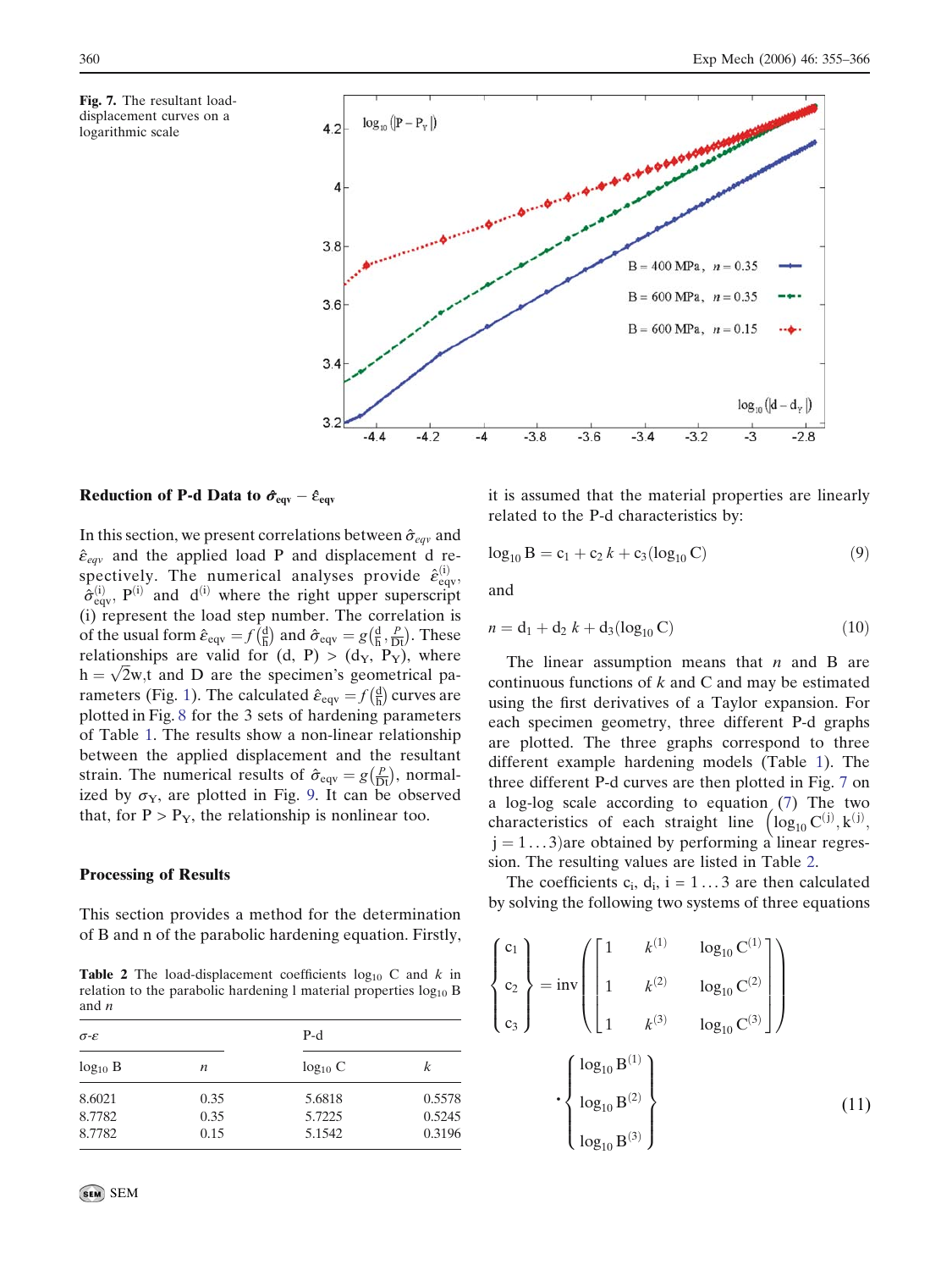**Fig. 7.** The resultant load-displacement curves on a logarithmic scale

## Reduction of P-d Data to $\hat{\sigma}_{eqv} - \hat{\varepsilon}_{eqv}$

In this section, we present correlations between $\hat{\sigma}_{eqv}$ and $\hat{\varepsilon}_{eqv}$ and the applied load P and displacement d respectively. The numerical analyses provide $\hat{\varepsilon}^{(i)}_{eqv}$, $\hat{\sigma}^{(i)}_{eqv}$, $P^{(i)}$ and $d^{(i)}$ where the right upper superscript (i) represent the load step number. The correlation is of the usual form $\hat{\varepsilon}_{eqv} = f\left(\frac{d}{h}\right)$ and $\hat{\sigma}_{eqv} = g\left(\frac{d}{h}, \frac{P}{Dt}\right)$. These relationships are valid for (d, P) > ($d_Y$, $P_Y$), where $h = \sqrt{2}w$,t and D are the specimen's geometrical parameters (Fig. 1). The calculated $\hat{\varepsilon}_{eqv} = f\left(\frac{d}{h}\right)$ curves are plotted in Fig. 8 for the 3 sets of hardening parameters of Table 1. The results show a non-linear relationship between the applied displacement and the resultant strain. The numerical results of $\hat{\sigma}_{eqv} = g\left(\frac{P}{Dt}\right)$, normalized by $\sigma_Y$, are plotted in Fig. 9. It can be observed that, for P > $P_Y$, the relationship is nonlinear too.

## Processing of Results

This section provides a method for the determination of B and n of the parabolic hardening equation. Firstly, it is assumed that the material properties are linearly related to the P-d characteristics by:

$$\log_{10} B = c_1 + c_2\, k + c_3(\log_{10} C) \tag{9}$$

and

$$n = d_1 + d_2\, k + d_3(\log_{10} C) \tag{10}$$

The linear assumption means that $n$ and B are continuous functions of $k$ and C and may be estimated using the first derivatives of a Taylor expansion. For each specimen geometry, three different P-d graphs are plotted. The three graphs correspond to three different example hardening models (Table 1). The three different P-d curves are then plotted in Fig. 7 on a log-log scale according to equation (7) The two characteristics of each straight line $\left(\log_{10} C^{(j)}, k^{(j)}, j = 1 \ldots 3\right)$ are obtained by performing a linear regression. The resulting values are listed in Table 2.

The coefficients $c_i$, $d_i$, i = 1 ... 3 are then calculated by solving the following two systems of three equations

$$\begin{Bmatrix} c_1 \\ c_2 \\ c_3 \end{Bmatrix} = \mathrm{inv}\left(\begin{bmatrix} 1 & k^{(1)} & \log_{10} C^{(1)} \\ 1 & k^{(2)} & \log_{10} C^{(2)} \\ 1 & k^{(3)} & \log_{10} C^{(3)} \end{bmatrix}\right) \cdot \begin{Bmatrix} \log_{10} B^{(1)} \\ \log_{10} B^{(2)} \\ \log_{10} B^{(3)} \end{Bmatrix} \tag{11}$$

**Table 2** The load-displacement coefficients $\log_{10}$ C and $k$ in relation to the parabolic hardening l material properties $\log_{10}$ B and $n$

| $\sigma$-$\varepsilon$ | | P-d | |
|---|---|---|---|
| $\log_{10}$ B | $n$ | $\log_{10}$ C | $k$ |
| 8.6021 | 0.35 | 5.6818 | 0.5578 |
| 8.7782 | 0.35 | 5.7225 | 0.5245 |
| 8.7782 | 0.15 | 5.1542 | 0.3196 |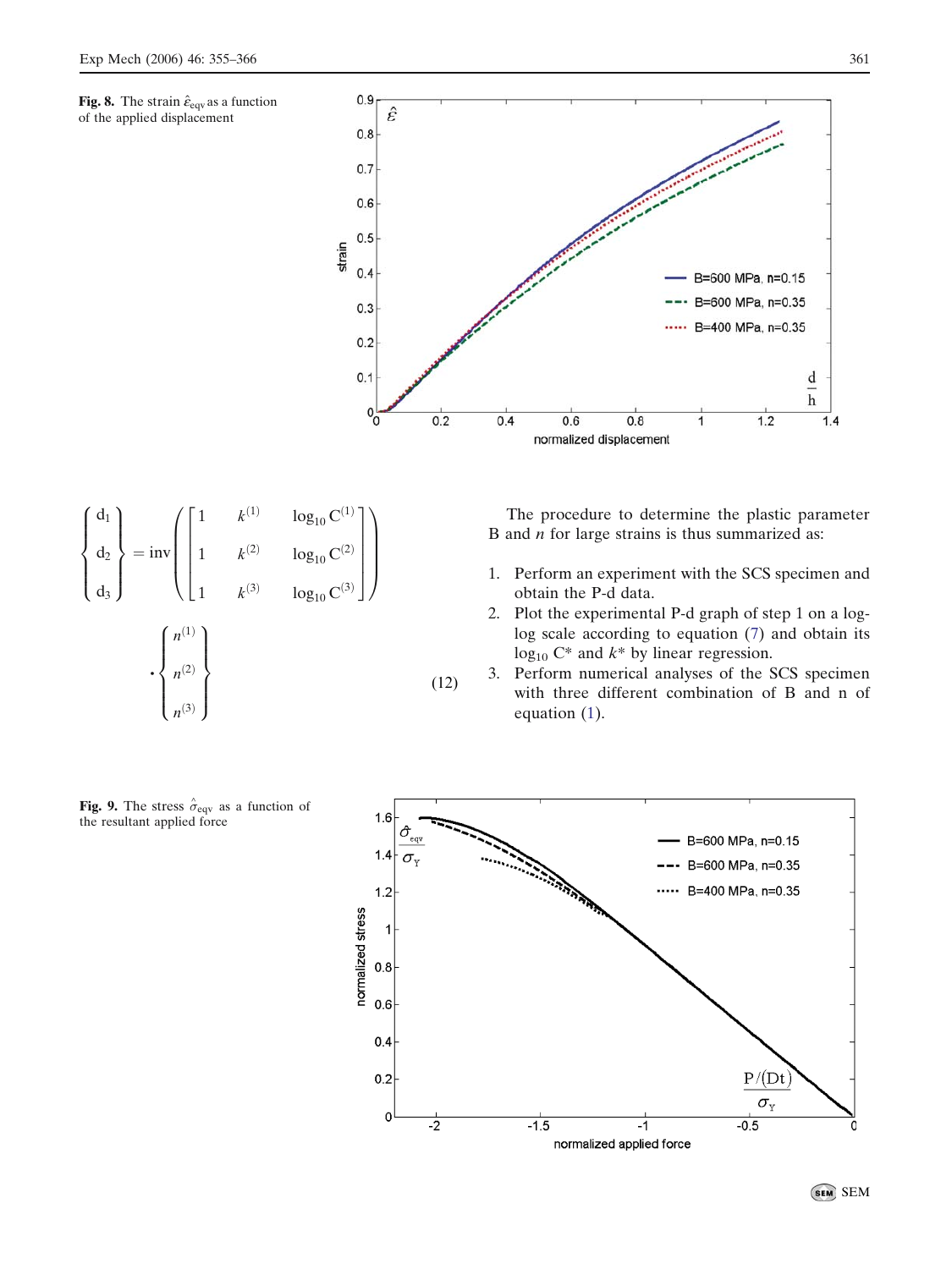Fig. 8. The strain $\hat{\varepsilon}_{eqv}$ as a function of the applied displacement

$$\begin{Bmatrix} d_1 \\ d_2 \\ d_3 \end{Bmatrix} = \text{inv}\left( \begin{bmatrix} 1 & k^{(1)} & \log_{10} C^{(1)} \\ 1 & k^{(2)} & \log_{10} C^{(2)} \\ 1 & k^{(3)} & \log_{10} C^{(3)} \end{bmatrix} \right) \cdot \begin{Bmatrix} n^{(1)} \\ n^{(2)} \\ n^{(3)} \end{Bmatrix} \tag{12}$$

The procedure to determine the plastic parameter B and *n* for large strains is thus summarized as:

1. Perform an experiment with the SCS specimen and obtain the P-d data.
2. Plot the experimental P-d graph of step 1 on a log-log scale according to equation (7) and obtain its $\log_{10} C^*$ and $k^*$ by linear regression.
3. Perform numerical analyses of the SCS specimen with three different combination of B and n of equation (1).

Fig. 9. The stress $\hat{\sigma}_{eqv}$ as a function of the resultant applied force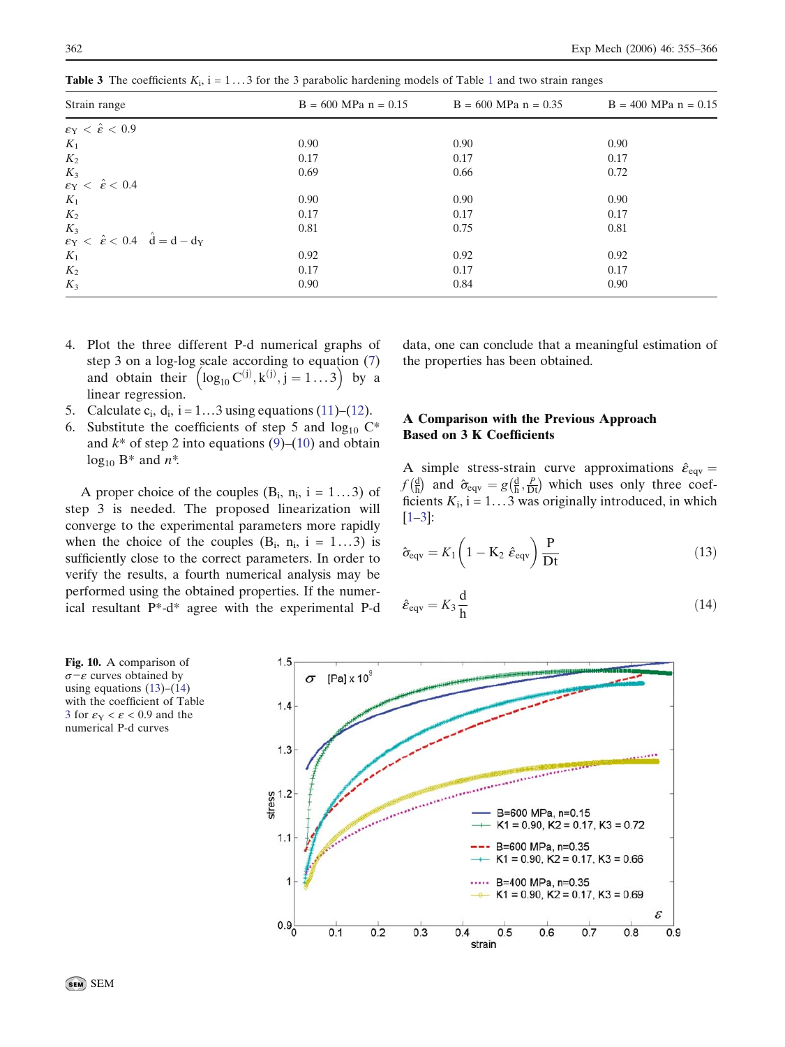**Table 3** The coefficients $K_i$, i = 1...3 for the 3 parabolic hardening models of Table 1 and two strain ranges

| Strain range | B = 600 MPa n = 0.15 | B = 600 MPa n = 0.35 | B = 400 MPa n = 0.15 |
|---|---|---|---|
| $\varepsilon_Y < \hat{\varepsilon} < 0.9$ | | | |
| $K_1$ | 0.90 | 0.90 | 0.90 |
| $K_2$ | 0.17 | 0.17 | 0.17 |
| $K_3$ | 0.69 | 0.66 | 0.72 |
| $\varepsilon_Y < \hat{\varepsilon} < 0.4$ | | | |
| $K_1$ | 0.90 | 0.90 | 0.90 |
| $K_2$ | 0.17 | 0.17 | 0.17 |
| $K_3$ | 0.81 | 0.75 | 0.81 |
| $\varepsilon_Y < \hat{\varepsilon} < 0.4 \quad \hat{d} = d - d_Y$ | | | |
| $K_1$ | 0.92 | 0.92 | 0.92 |
| $K_2$ | 0.17 | 0.17 | 0.17 |
| $K_3$ | 0.90 | 0.84 | 0.90 |

4. Plot the three different P-d numerical graphs of step 3 on a log-log scale according to equation (7) and obtain their $\left(\log_{10} C^{(j)}, k^{(j)}, j = 1\ldots3\right)$ by a linear regression.
5. Calculate $c_i$, $d_i$, i = 1...3 using equations (11)–(12).
6. Substitute the coefficients of step 5 and $\log_{10} C^*$ and $k^*$ of step 2 into equations (9)–(10) and obtain $\log_{10} B^*$ and $n^*$.

A proper choice of the couples ($B_i$, $n_i$, i = 1...3) of step 3 is needed. The proposed linearization will converge to the experimental parameters more rapidly when the choice of the couples ($B_i$, $n_i$, i = 1...3) is sufficiently close to the correct parameters. In order to verify the results, a fourth numerical analysis may be performed using the obtained properties. If the numerical resultant P*-d* agree with the experimental P-d data, one can conclude that a meaningful estimation of the properties has been obtained.

## A Comparison with the Previous Approach Based on 3 K Coefficients

A simple stress-strain curve approximations $\hat{\varepsilon}_{eqv} = f\left(\frac{d}{h}\right)$ and $\hat{\sigma}_{eqv} = g\left(\frac{d}{h}, \frac{P}{Dt}\right)$ which uses only three coefficients $K_i$, i = 1...3 was originally introduced, in which [1–3]:

$$\hat{\sigma}_{eqv} = K_1\left(1 - K_2\,\hat{\varepsilon}_{eqv}\right)\frac{P}{Dt} \tag{13}$$

$$\hat{\varepsilon}_{eqv} = K_3\frac{d}{h} \tag{14}$$

**Fig. 10.** A comparison of $\sigma$−$\varepsilon$ curves obtained by using equations (13)–(14) with the coefficient of Table 3 for $\varepsilon_Y < \varepsilon < 0.9$ and the numerical P-d curves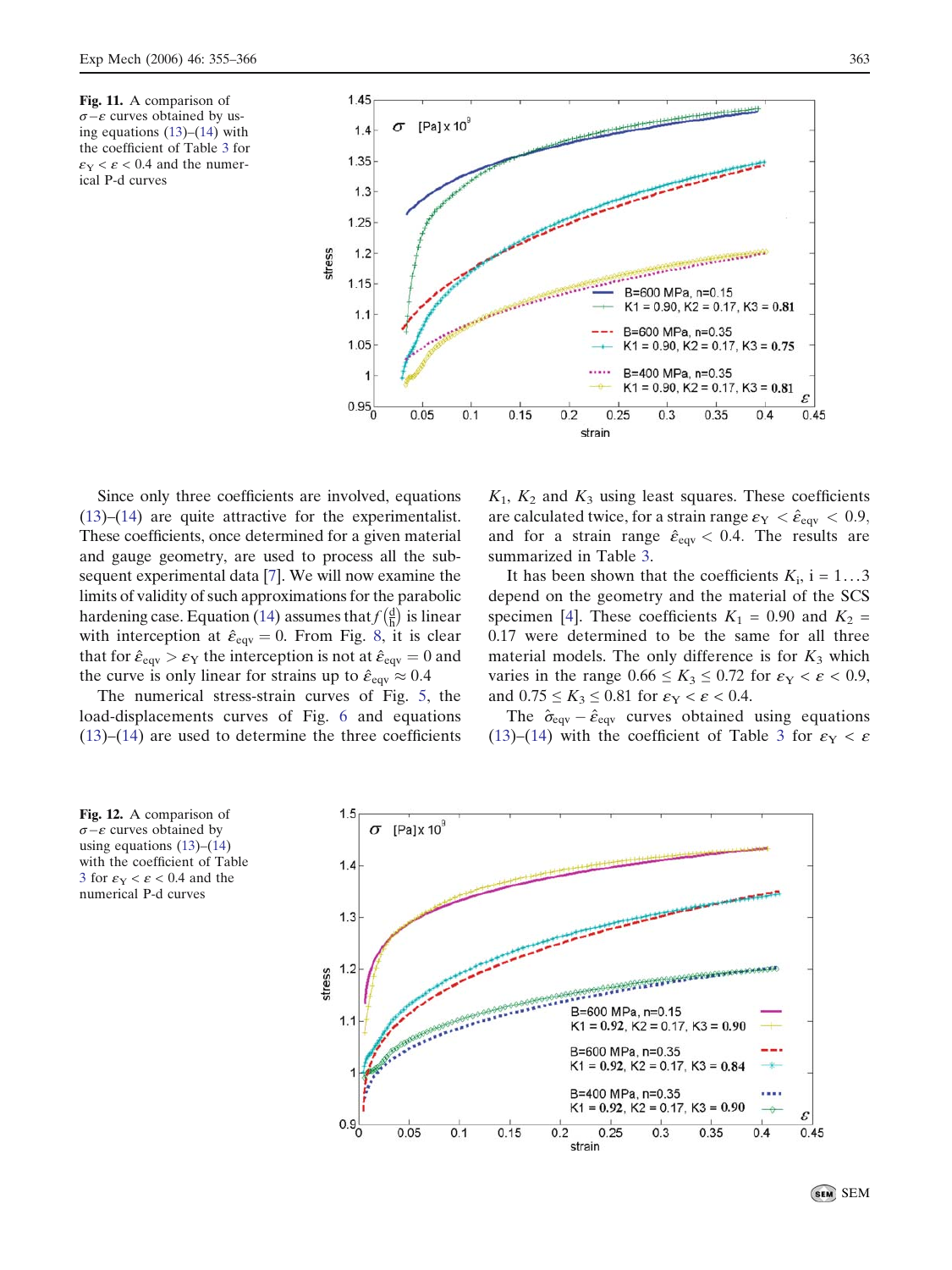**Fig. 11.** A comparison of $\sigma-\varepsilon$ curves obtained by using equations (13)–(14) with the coefficient of Table 3 for $\varepsilon_Y < \varepsilon < 0.4$ and the numerical P-d curves

Since only three coefficients are involved, equations (13)–(14) are quite attractive for the experimentalist. These coefficients, once determined for a given material and gauge geometry, are used to process all the subsequent experimental data [7]. We will now examine the limits of validity of such approximations for the parabolic hardening case. Equation (14) assumes that $f\left(\frac{d}{h}\right)$ is linear with interception at $\hat{\varepsilon}_{eqv} = 0$. From Fig. 8, it is clear that for $\hat{\varepsilon}_{eqv} > \varepsilon_Y$ the interception is not at $\hat{\varepsilon}_{eqv} = 0$ and the curve is only linear for strains up to $\hat{\varepsilon}_{eqv} \approx 0.4$

The numerical stress-strain curves of Fig. 5, the load-displacements curves of Fig. 6 and equations (13)–(14) are used to determine the three coefficients $K_1$, $K_2$ and $K_3$ using least squares. These coefficients are calculated twice, for a strain range $\varepsilon_Y < \hat{\varepsilon}_{eqv} < 0.9$, and for a strain range $\hat{\varepsilon}_{eqv} < 0.4$. The results are summarized in Table 3.

It has been shown that the coefficients $K_i$, i = 1…3 depend on the geometry and the material of the SCS specimen [4]. These coefficients $K_1 = 0.90$ and $K_2 = 0.17$ were determined to be the same for all three material models. The only difference is for $K_3$ which varies in the range $0.66 \leq K_3 \leq 0.72$ for $\varepsilon_Y < \varepsilon < 0.9$, and $0.75 \leq K_3 \leq 0.81$ for $\varepsilon_Y < \varepsilon < 0.4$.

The $\hat{\sigma}_{eqv} - \hat{\varepsilon}_{eqv}$ curves obtained using equations (13)–(14) with the coefficient of Table 3 for $\varepsilon_Y < \varepsilon$

**Fig. 12.** A comparison of $\sigma-\varepsilon$ curves obtained by using equations (13)–(14) with the coefficient of Table 3 for $\varepsilon_Y < \varepsilon < 0.4$ and the numerical P-d curves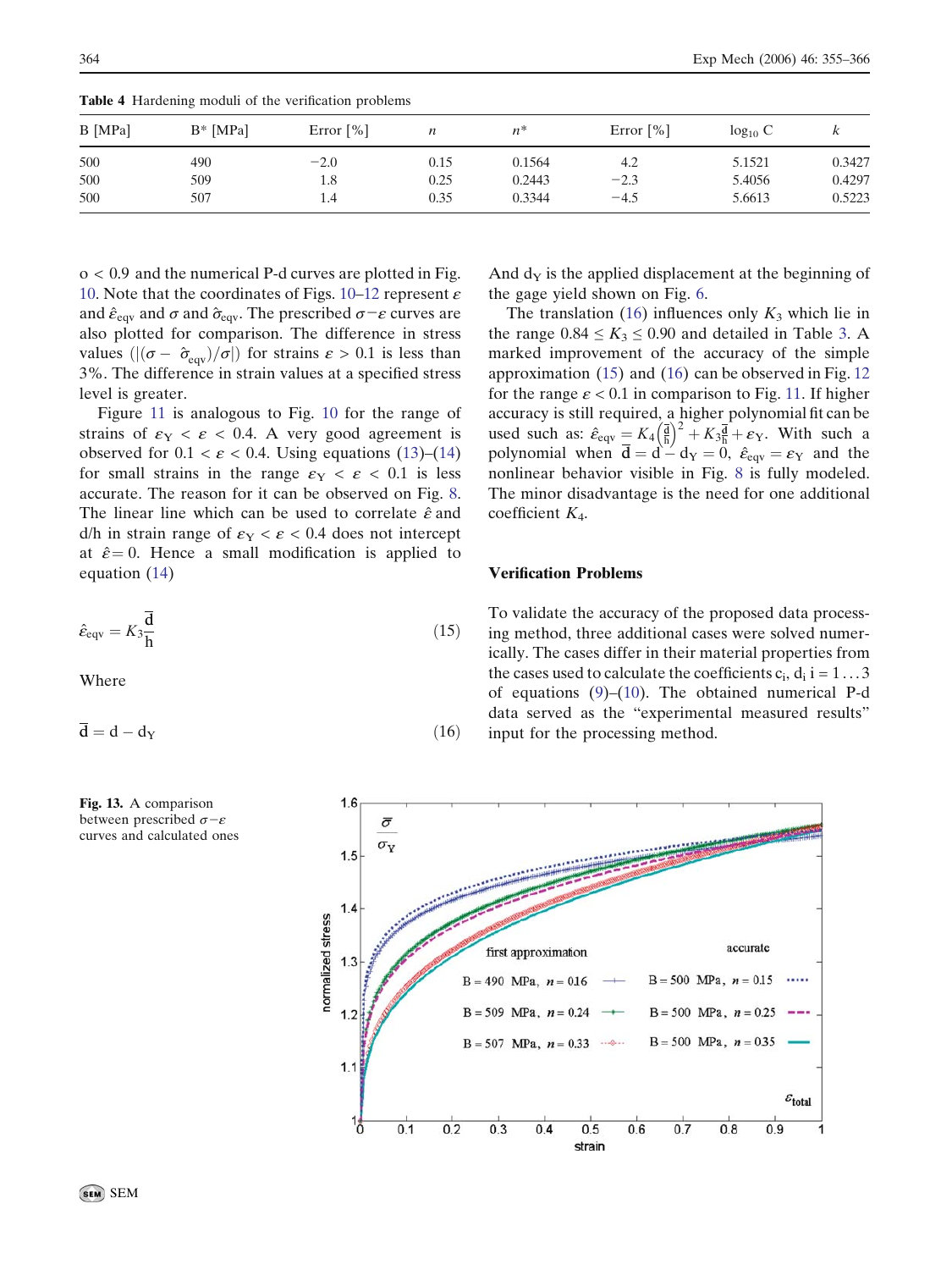**Table 4** Hardening moduli of the verification problems

| B [MPa] | B* [MPa] | Error [%] | $n$ | $n^*$ | Error [%] | $\log_{10}$ C | $k$ |
|---|---|---|---|---|---|---|---|
| 500 | 490 | −2.0 | 0.15 | 0.1564 | 4.2 | 5.1521 | 0.3427 |
| 500 | 509 | 1.8 | 0.25 | 0.2443 | −2.3 | 5.4056 | 0.4297 |
| 500 | 507 | 1.4 | 0.35 | 0.3344 | −4.5 | 5.6613 | 0.5223 |

o < 0.9 and the numerical P-d curves are plotted in Fig. 10. Note that the coordinates of Figs. 10–12 represent $\varepsilon$ and $\hat{\varepsilon}_{\mathrm{eqv}}$ and $\sigma$ and $\hat{\sigma}_{\mathrm{eqv}}$. The prescribed $\sigma-\varepsilon$ curves are also plotted for comparison. The difference in stress values $(|(\sigma - \hat{\sigma}_{\mathrm{eqv}})/\sigma|)$ for strains $\varepsilon > 0.1$ is less than 3%. The difference in strain values at a specified stress level is greater.

Figure 11 is analogous to Fig. 10 for the range of strains of $\varepsilon_Y < \varepsilon < 0.4$. A very good agreement is observed for $0.1 < \varepsilon < 0.4$. Using equations (13)–(14) for small strains in the range $\varepsilon_Y < \varepsilon < 0.1$ is less accurate. The reason for it can be observed on Fig. 8. The linear line which can be used to correlate $\hat{\varepsilon}$ and d/h in strain range of $\varepsilon_Y < \varepsilon < 0.4$ does not intercept at $\hat{\varepsilon} = 0$. Hence a small modification is applied to equation (14)

$$\hat{\varepsilon}_{\mathrm{eqv}} = K_3 \frac{\overline{\mathrm{d}}}{\mathrm{h}} \tag{15}$$

Where

$$\overline{\mathrm{d}} = \mathrm{d} - \mathrm{d_Y} \tag{16}$$

And $\mathrm{d_Y}$ is the applied displacement at the beginning of the gage yield shown on Fig. 6.

The translation (16) influences only $K_3$ which lie in the range $0.84 \le K_3 \le 0.90$ and detailed in Table 3. A marked improvement of the accuracy of the simple approximation (15) and (16) can be observed in Fig. 12 for the range $\varepsilon < 0.1$ in comparison to Fig. 11. If higher accuracy is still required, a higher polynomial fit can be used such as: $\hat{\varepsilon}_{\mathrm{eqv}} = K_4 \left(\frac{\overline{\mathrm{d}}}{\mathrm{h}}\right)^2 + K_3 \frac{\overline{\mathrm{d}}}{\mathrm{h}} + \varepsilon_Y$. With such a polynomial when $\overline{\mathrm{d}} = \mathrm{d} - \mathrm{d_Y} = 0$, $\hat{\varepsilon}_{\mathrm{eqv}} = \varepsilon_Y$ and the nonlinear behavior visible in Fig. 8 is fully modeled. The minor disadvantage is the need for one additional coefficient $K_4$.

## Verification Problems

To validate the accuracy of the proposed data processing method, three additional cases were solved numerically. The cases differ in their material properties from the cases used to calculate the coefficients $c_i$, $d_i$ i = 1…3 of equations (9)–(10). The obtained numerical P-d data served as the "experimental measured results" input for the processing method.

**Fig. 13.** A comparison between prescribed $\sigma-\varepsilon$ curves and calculated ones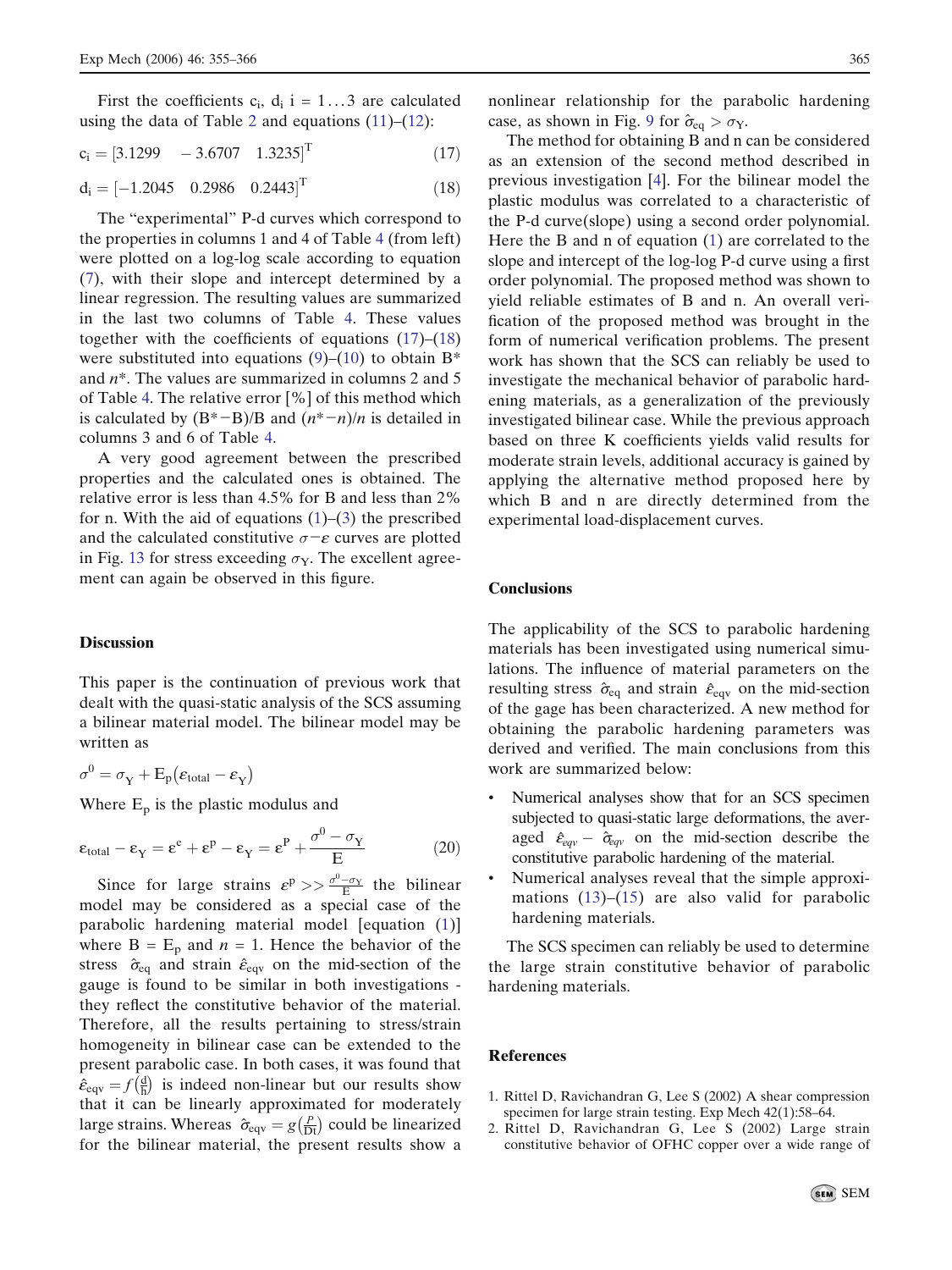First the coefficients $c_i$, $d_i$ $i = 1 \ldots 3$ are calculated using the data of Table 2 and equations (11)–(12):

$$c_i = [3.1299 \quad -3.6707 \quad 1.3235]^T \tag{17}$$

$$d_i = [-1.2045 \quad 0.2986 \quad 0.2443]^T \tag{18}$$

The "experimental" P-d curves which correspond to the properties in columns 1 and 4 of Table 4 (from left) were plotted on a log-log scale according to equation (7), with their slope and intercept determined by a linear regression. The resulting values are summarized in the last two columns of Table 4. These values together with the coefficients of equations (17)–(18) were substituted into equations (9)–(10) to obtain B* and $n^*$. The values are summarized in columns 2 and 5 of Table 4. The relative error [%] of this method which is calculated by (B*−B)/B and $(n^*-n)/n$ is detailed in columns 3 and 6 of Table 4.

A very good agreement between the prescribed properties and the calculated ones is obtained. The relative error is less than 4.5% for B and less than 2% for n. With the aid of equations (1)–(3) the prescribed and the calculated constitutive $\sigma-\varepsilon$ curves are plotted in Fig. 13 for stress exceeding $\sigma_Y$. The excellent agreement can again be observed in this figure.

## Discussion

This paper is the continuation of previous work that dealt with the quasi-static analysis of the SCS assuming a bilinear material model. The bilinear model may be written as

$$\sigma^0 = \sigma_Y + E_p(\varepsilon_{total} - \varepsilon_Y)$$

Where $E_p$ is the plastic modulus and

$$\varepsilon_{total} - \varepsilon_Y = \varepsilon^e + \varepsilon^p - \varepsilon_Y = \varepsilon^P + \frac{\sigma^0 - \sigma_Y}{E} \tag{20}$$

Since for large strains $\varepsilon^p >> \frac{\sigma^0 - \sigma_Y}{E}$ the bilinear model may be considered as a special case of the parabolic hardening material model [equation (1)] where $B = E_p$ and $n = 1$. Hence the behavior of the stress $\hat{\sigma}_{eq}$ and strain $\hat{\varepsilon}_{eqv}$ on the mid-section of the gauge is found to be similar in both investigations - they reflect the constitutive behavior of the material. Therefore, all the results pertaining to stress/strain homogeneity in bilinear case can be extended to the present parabolic case. In both cases, it was found that $\hat{\varepsilon}_{eqv} = f\left(\frac{d}{h}\right)$ is indeed non-linear but our results show that it can be linearly approximated for moderately large strains. Whereas $\hat{\sigma}_{eqv} = g\left(\frac{P}{Dt}\right)$ could be linearized for the bilinear material, the present results show a nonlinear relationship for the parabolic hardening case, as shown in Fig. 9 for $\hat{\sigma}_{eq} > \sigma_Y$.

The method for obtaining B and n can be considered as an extension of the second method described in previous investigation [4]. For the bilinear model the plastic modulus was correlated to a characteristic of the P-d curve(slope) using a second order polynomial. Here the B and n of equation (1) are correlated to the slope and intercept of the log-log P-d curve using a first order polynomial. The proposed method was shown to yield reliable estimates of B and n. An overall verification of the proposed method was brought in the form of numerical verification problems. The present work has shown that the SCS can reliably be used to investigate the mechanical behavior of parabolic hardening materials, as a generalization of the previously investigated bilinear case. While the previous approach based on three K coefficients yields valid results for moderate strain levels, additional accuracy is gained by applying the alternative method proposed here by which B and n are directly determined from the experimental load-displacement curves.

## Conclusions

The applicability of the SCS to parabolic hardening materials has been investigated using numerical simulations. The influence of material parameters on the resulting stress $\hat{\sigma}_{eq}$ and strain $\hat{\varepsilon}_{eqv}$ on the mid-section of the gage has been characterized. A new method for obtaining the parabolic hardening parameters was derived and verified. The main conclusions from this work are summarized below:

- Numerical analyses show that for an SCS specimen subjected to quasi-static large deformations, the averaged $\hat{\varepsilon}_{eqv} - \hat{\sigma}_{eqv}$ on the mid-section describe the constitutive parabolic hardening of the material.
- Numerical analyses reveal that the simple approximations (13)–(15) are also valid for parabolic hardening materials.

The SCS specimen can reliably be used to determine the large strain constitutive behavior of parabolic hardening materials.

## References

1. Rittel D, Ravichandran G, Lee S (2002) A shear compression specimen for large strain testing. Exp Mech 42(1):58–64.
2. Rittel D, Ravichandran G, Lee S (2002) Large strain constitutive behavior of OFHC copper over a wide range of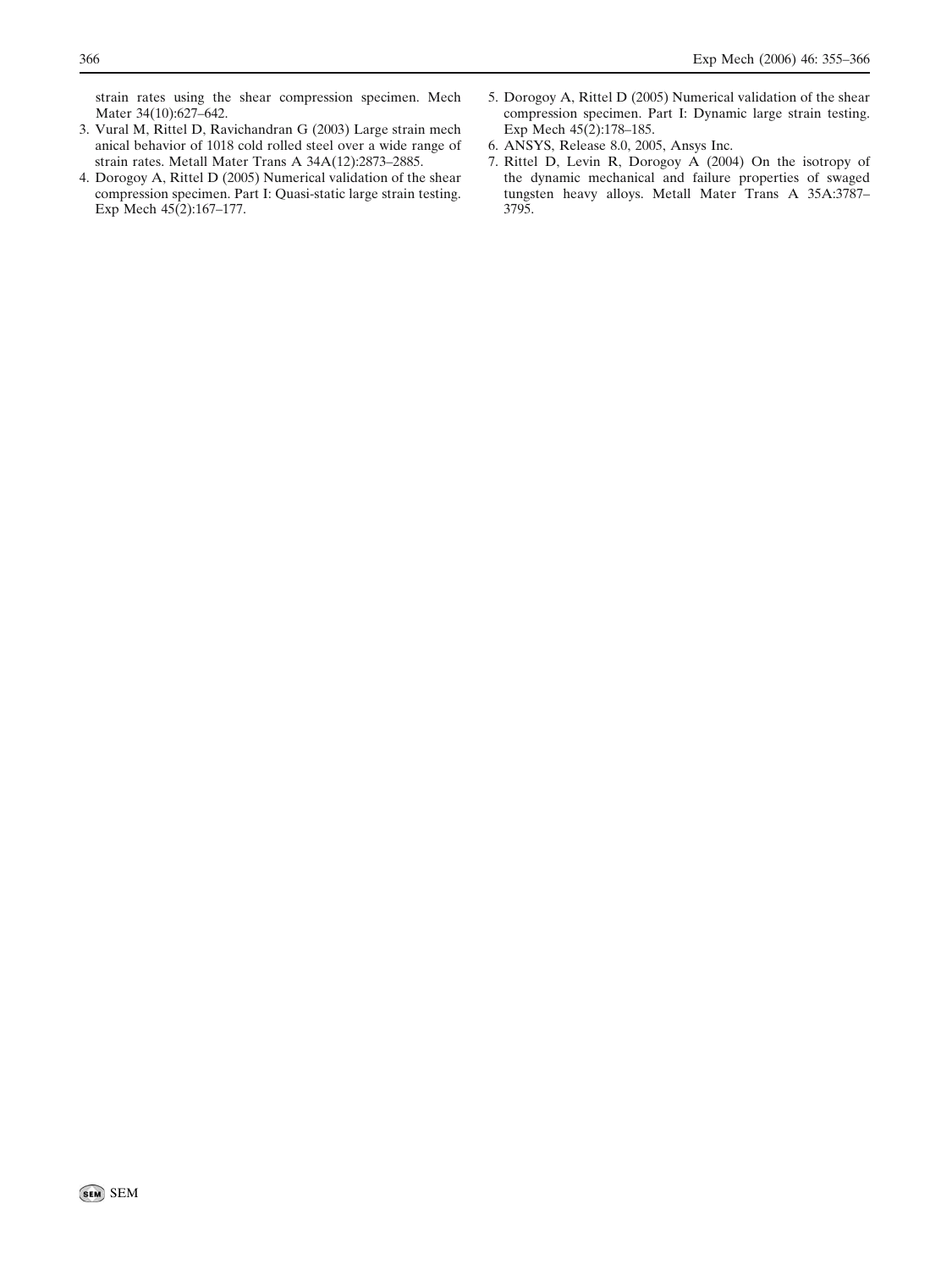strain rates using the shear compression specimen. Mech Mater 34(10):627–642.

3. Vural M, Rittel D, Ravichandran G (2003) Large strain mechanical behavior of 1018 cold rolled steel over a wide range of strain rates. Metall Mater Trans A 34A(12):2873–2885.
4. Dorogoy A, Rittel D (2005) Numerical validation of the shear compression specimen. Part I: Quasi-static large strain testing. Exp Mech 45(2):167–177.
5. Dorogoy A, Rittel D (2005) Numerical validation of the shear compression specimen. Part I: Dynamic large strain testing. Exp Mech 45(2):178–185.
6. ANSYS, Release 8.0, 2005, Ansys Inc.
7. Rittel D, Levin R, Dorogoy A (2004) On the isotropy of the dynamic mechanical and failure properties of swaged tungsten heavy alloys. Metall Mater Trans A 35A:3787–3795.